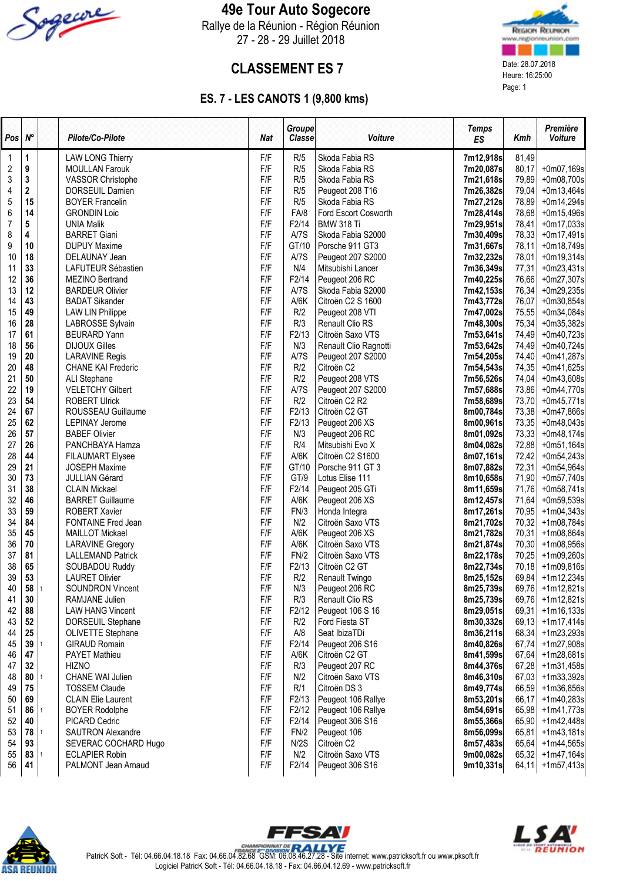# 49e Tour Auto Sogecore

Rallye de la Réunion - Région Réunion
27 - 28 - 29 Juillet 2018

## CLASSEMENT ES 7

Date: 28.07.2018
Heure: 16:25:00

### ES. 7 - LES CANOTS 1 (9,800 kms)

| Pos | N° | | Pilote/Co-Pilote | Nat | Groupe Classe | Voiture | Temps ES | Kmh | Première Voiture |
|---|---|---|---|---|---|---|---|---|---|
| 1 | 1 | | LAW LONG Thierry | F/F | R/5 | Skoda Fabia RS | 7m12,918s | 81,49 | |
| 2 | 9 | | MOULLAN Farouk | F/F | R/5 | Skoda Fabia RS | 7m20,087s | 80,17 | +0m07,169s |
| 3 | 3 | | VASSOR Christophe | F/F | R/5 | Skoda Fabia RS | 7m21,618s | 79,89 | +0m08,700s |
| 4 | 2 | | DORSEUIL Damien | F/F | R/5 | Peugeot 208 T16 | 7m26,382s | 79,04 | +0m13,464s |
| 5 | 15 | | BOYER Francelin | F/F | R/5 | Skoda Fabia RS | 7m27,212s | 78,89 | +0m14,294s |
| 6 | 14 | | GRONDIN Loic | F/F | FA/8 | Ford Escort Cosworth | 7m28,414s | 78,68 | +0m15,496s |
| 7 | 5 | | UNIA Malik | F/F | F2/14 | BMW 318 Ti | 7m29,951s | 78,41 | +0m17,033s |
| 8 | 4 | | BARRET Giani | F/F | A/7S | Skoda Fabia S2000 | 7m30,409s | 78,33 | +0m17,491s |
| 9 | 10 | | DUPUY Maxime | F/F | GT/10 | Porsche 911 GT3 | 7m31,667s | 78,11 | +0m18,749s |
| 10 | 18 | | DELAUNAY Jean | F/F | A/7S | Peugeot 207 S2000 | 7m32,232s | 78,01 | +0m19,314s |
| 11 | 33 | | LAFUTEUR Sébastien | F/F | N/4 | Mitsubishi Lancer | 7m36,349s | 77,31 | +0m23,431s |
| 12 | 36 | | MEZINO Bertrand | F/F | F2/14 | Peugeot 206 RC | 7m40,225s | 76,66 | +0m27,307s |
| 13 | 12 | | BARDEUR Olivier | F/F | A/7S | Skoda Fabia S2000 | 7m42,153s | 76,34 | +0m29,235s |
| 14 | 43 | | BADAT Sikander | F/F | A/6K | Citroën C2 S 1600 | 7m43,772s | 76,07 | +0m30,854s |
| 15 | 49 | | LAW LIN Philippe | F/F | R/2 | Peugeot 208 VTI | 7m47,002s | 75,55 | +0m34,084s |
| 16 | 28 | | LABROSSE Sylvain | F/F | R/3 | Renault Clio RS | 7m48,300s | 75,34 | +0m35,382s |
| 17 | 61 | | BEURARD Yann | F/F | F2/13 | Citroën Saxo VTS | 7m53,641s | 74,49 | +0m40,723s |
| 18 | 56 | | DIJOUX Gilles | F/F | N/3 | Renault Clio Ragnotti | 7m53,642s | 74,49 | +0m40,724s |
| 19 | 20 | | LARAVINE Regis | F/F | A/7S | Peugeot 207 S2000 | 7m54,205s | 74,40 | +0m41,287s |
| 20 | 48 | | CHANE KAI Frederic | F/F | R/2 | Citroën C2 | 7m54,543s | 74,35 | +0m41,625s |
| 21 | 50 | | ALI Stephane | F/F | R/2 | Peugeot 208 VTS | 7m56,526s | 74,04 | +0m43,608s |
| 22 | 19 | | VELETCHY Gilbert | F/F | A/7S | Peugeot 207 S2000 | 7m57,688s | 73,86 | +0m44,770s |
| 23 | 54 | | ROBERT Ulrick | F/F | R/2 | Citroën C2 R2 | 7m58,689s | 73,70 | +0m45,771s |
| 24 | 67 | | ROUSSEAU Guillaume | F/F | F2/13 | Citroën C2 GT | 8m00,784s | 73,38 | +0m47,866s |
| 25 | 62 | | LEPINAY Jerome | F/F | F2/13 | Peugeot 206 XS | 8m00,961s | 73,35 | +0m48,043s |
| 26 | 57 | | BABEF Olivier | F/F | N/3 | Peugeot 206 RC | 8m01,092s | 73,33 | +0m48,174s |
| 27 | 26 | | PANCHBAYA Hamza | F/F | R/4 | Mitsubishi Evo X | 8m04,082s | 72,88 | +0m51,164s |
| 28 | 44 | | FILAUMART Elysee | F/F | A/6K | Citroën C2 S1600 | 8m07,161s | 72,42 | +0m54,243s |
| 29 | 21 | | JOSEPH Maxime | F/F | GT/10 | Porsche 911 GT 3 | 8m07,882s | 72,31 | +0m54,964s |
| 30 | 73 | | JULLIAN Gérard | F/F | GT/9 | Lotus Elise 111 | 8m10,658s | 71,90 | +0m57,740s |
| 31 | 38 | | CLAIN Mickael | F/F | F2/14 | Peugeot 205 GTi | 8m11,659s | 71,76 | +0m58,741s |
| 32 | 46 | | BARRET Guillaume | F/F | A/6K | Peugeot 206 XS | 8m12,457s | 71,64 | +0m59,539s |
| 33 | 59 | | ROBERT Xavier | F/F | FN/3 | Honda Integra | 8m17,261s | 70,95 | +1m04,343s |
| 34 | 84 | | FONTAINE Fred Jean | F/F | N/2 | Citroën Saxo VTS | 8m21,702s | 70,32 | +1m08,784s |
| 35 | 45 | | MAILLOT Mickael | F/F | A/6K | Peugeot 206 XS | 8m21,782s | 70,31 | +1m08,864s |
| 36 | 70 | | LARAVINE Gregory | F/F | A/6K | Citroën Saxo VTS | 8m21,874s | 70,30 | +1m08,956s |
| 37 | 81 | | LALLEMAND Patrick | F/F | FN/2 | Citroën Saxo VTS | 8m22,178s | 70,25 | +1m09,260s |
| 38 | 65 | | SOUBADOU Ruddy | F/F | F2/13 | Citroën C2 GT | 8m22,734s | 70,18 | +1m09,816s |
| 39 | 53 | | LAURET Olivier | F/F | R/2 | Renault Twingo | 8m25,152s | 69,84 | +1m12,234s |
| 40 | 58 | 1 | SOUNDRON Vincent | F/F | N/3 | Peugeot 206 RC | 8m25,739s | 69,76 | +1m12,821s |
| 41 | 30 | | RAMJANE Julien | F/F | R/3 | Renault Clio RS | 8m25,739s | 69,76 | +1m12,821s |
| 42 | 88 | | LAW HANG Vincent | F/F | F2/12 | Peugeot 106 S 16 | 8m29,051s | 69,31 | +1m16,133s |
| 43 | 52 | | DORSEUIL Stephane | F/F | R/2 | Ford Fiesta ST | 8m30,332s | 69,13 | +1m17,414s |
| 44 | 25 | | OLIVETTE Stephane | F/F | A/8 | Seat IbizaTDi | 8m36,211s | 68,34 | +1m23,293s |
| 45 | 39 | 1 | GIRAUD Romain | F/F | F2/14 | Peugeot 206 S16 | 8m40,826s | 67,74 | +1m27,908s |
| 46 | 47 | | PAYET Mathieu | F/F | A/6K | Citroën C2 GT | 8m41,599s | 67,64 | +1m28,681s |
| 47 | 32 | | HIZNO | F/F | R/3 | Peugeot 207 RC | 8m44,376s | 67,28 | +1m31,458s |
| 48 | 80 | 1 | CHANE WAI Julien | F/F | N/2 | Citroën Saxo VTS | 8m46,310s | 67,03 | +1m33,392s |
| 49 | 75 | | TOSSEM Claude | F/F | R/1 | Citroën DS 3 | 8m49,774s | 66,59 | +1m36,856s |
| 50 | 69 | | CLAIN Elie Laurent | F/F | F2/13 | Peugeot 106 Rallye | 8m53,201s | 66,17 | +1m40,283s |
| 51 | 86 | 1 | BOYER Rodolphe | F/F | F2/12 | Peugeot 106 Rallye | 8m54,691s | 65,98 | +1m41,773s |
| 52 | 40 | | PICARD Cedric | F/F | F2/14 | Peugeot 306 S16 | 8m55,366s | 65,90 | +1m42,448s |
| 53 | 78 | 1 | SAUTRON Alexandre | F/F | FN/2 | Peugeot 106 | 8m56,099s | 65,81 | +1m43,181s |
| 54 | 93 | | SEVERAC COCHARD Hugo | F/F | N/2S | Citroën C2 | 8m57,483s | 65,64 | +1m44,565s |
| 55 | 83 | 1 | ECLAPIER Robin | F/F | N/2 | Citroën Saxo VTS | 9m00,082s | 65,32 | +1m47,164s |
| 56 | 41 | | PALMONT Jean Arnaud | F/F | F2/14 | Peugeot 306 S16 | 9m10,331s | 64,11 | +1m57,413s |

PatrickK Soft - Tél: 04.66.04.18.18 Fax: 04.66.04.82.68 GSM: 06.08.46.27.28 - Site internet: www.patricksoft.fr ou www.pksoft.fr
Logiciel PatrickK Soft - Tél: 04.66.04.18.18 - Fax: 04.66.04.12.69 - www.patricksoft.fr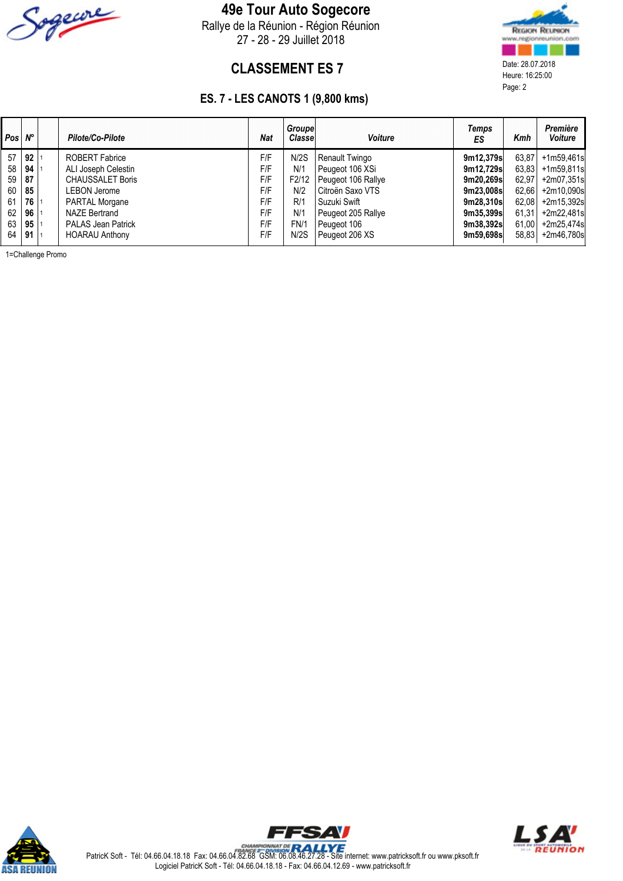# 49e Tour Auto Sogecore

Rallye de la Réunion - Région Réunion

27 - 28 - 29 Juillet 2018

Date: 28.07.2018
Heure: 16:25:00

## CLASSEMENT ES 7

### ES. 7 - LES CANOTS 1 (9,800 kms)

| Pos | N° | | Pilote/Co-Pilote | Nat | Groupe Classe | Voiture | Temps ES | Kmh | Première Voiture |
|---|---|---|---|---|---|---|---|---|---|
| 57 | **92** | 1 | ROBERT Fabrice | F/F | N/2S | Renault Twingo | **9m12,379s** | 63,87 | +1m59,461s |
| 58 | **94** | 1 | ALI Joseph Celestin | F/F | N/1 | Peugeot 106 XSi | **9m12,729s** | 63,83 | +1m59,811s |
| 59 | **87** | | CHAUSSALET Boris | F/F | F2/12 | Peugeot 106 Rallye | **9m20,269s** | 62,97 | +2m07,351s |
| 60 | **85** | | LEBON Jerome | F/F | N/2 | Citroën Saxo VTS | **9m23,008s** | 62,66 | +2m10,090s |
| 61 | **76** | 1 | PARTAL Morgane | F/F | R/1 | Suzuki Swift | **9m28,310s** | 62,08 | +2m15,392s |
| 62 | **96** | 1 | NAZE Bertrand | F/F | N/1 | Peugeot 205 Rallye | **9m35,399s** | 61,31 | +2m22,481s |
| 63 | **95** | 1 | PALAS Jean Patrick | F/F | FN/1 | Peugeot 106 | **9m38,392s** | 61,00 | +2m25,474s |
| 64 | **91** | 1 | HOARAU Anthony | F/F | N/2S | Peugeot 206 XS | **9m59,698s** | 58,83 | +2m46,780s |

1=Challenge Promo

PatricK Soft - Tél: 04.66.04.18.18 Fax: 04.66.04.82.68 GSM: 06.08.46.27.28 - Site internet: www.patricksoft.fr ou www.pksoft.fr
Logiciel PatricK Soft - Tél: 04.66.04.18.18 - Fax: 04.66.04.12.69 - www.patricksoft.fr